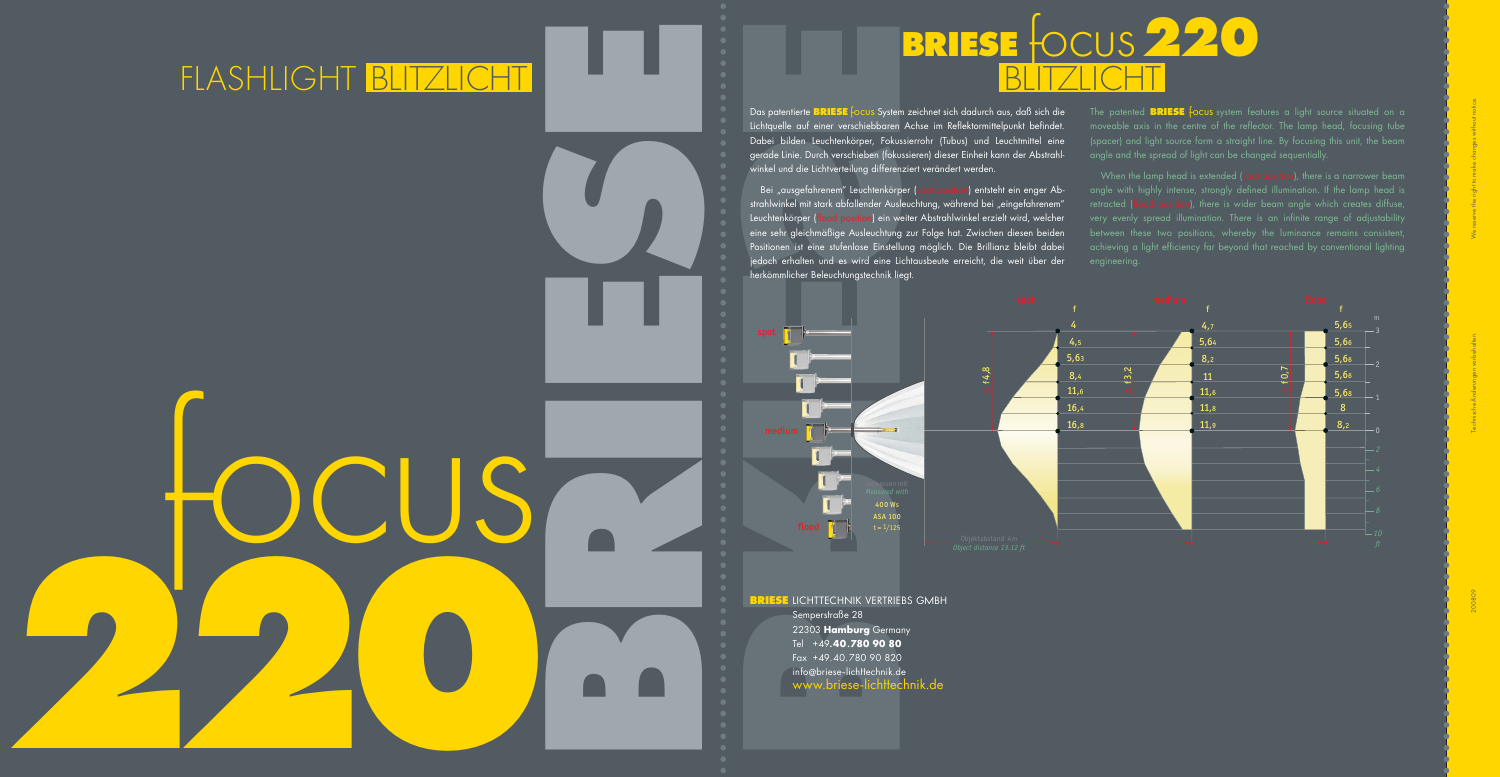# FLASHLIGHT BLITZLICHT

focus 220

BRIESE

# BRIESE focus 220 BLITZLICHT

Das patentierte **BRIESE** focus System zeichnet sich dadurch aus, daß sich die Lichtquelle auf einer verschiebbaren Achse im Reflektormittelpunkt befindet. Dabei bilden Leuchtenkörper, Fokussierrohr (Tubus) und Leuchtmittel eine gerade Linie. Durch verschieben (fokussieren) dieser Einheit kann der Abstrahlwinkel und die Lichtverteilung differenziert verändert werden.

Bei „ausgefahrenem" Leuchtenkörper (spot position) entsteht ein enger Abstrahlwinkel mit stark abfallender Ausleuchtung, während bei „eingefahrenem" Leuchtenkörper (flood position) ein weiter Abstrahlwinkel erzielt wird, welcher eine sehr gleichmäßige Ausleuchtung zur Folge hat. Zwischen diesen beiden Positionen ist eine stufenlose Einstellung möglich. Die Brillianz bleibt dabei jedoch erhalten und es wird eine Lichtausbeute erreicht, die weit über der herkömmlicher Beleuchtungstechnik liegt.

The patented **BRIESE** focus system features a light source situated on a moveable axis in the centre of the reflector. The lamp head, focusing tube (spacer) and light source form a straight line. By focusing this unit, the beam angle and the spread of light can be changed sequentially.

When the lamp head is extended (spot position), there is a narrower beam angle with highly intense, strongly defined illumination. If the lamp head is retracted (flood position), there is wider beam angle which creates diffuse, very evenly spread illumination. There is an infinite range of adjustability between these two positions, whereby the luminance remains consistent, achieving a light efficiency far beyond that reached by conventional lighting engineering.

| m | spot f | medium f | flood f |
|---|---|---|---|
| 3 | 4 | 4,7 | 5,6₅ |
| | 4,5 | 5,6₄ | 5,6₆ |
| 2 | 5,6₃ | 8,2 | 5,6₈ |
| | 8,4 | 11 | 5,6₈ |
| 1 | 11,6 | 11,6 | 5,6₈ |
| | 16,4 | 11,8 | 8 |
| 0 | 16,8 | 11,9 | 8,2 |

spot: f 4,8 — medium: f 3,2 — flood: f 0,7

spot · medium · flood

Gemessen mit / Measured with 400 Ws, ASA 100, t = 1/125

Objektabstand 4m / Object distance 13.12 ft

m: 3, 2, 1, 0 — ft: 2, 4, 6, 8, 10

**BRIESE** LICHTTECHNIK VERTRIEBS GMBH
Semperstraße 28
22303 **Hamburg** Germany
Tel +49.**40.780 90 80**
Fax +49.40.780 90 820
info@briese-lichttechnik.de
www.briese-lichttechnik.de

Technische Änderungen vorbehalten · We reserve the right to make changes without notice · 200809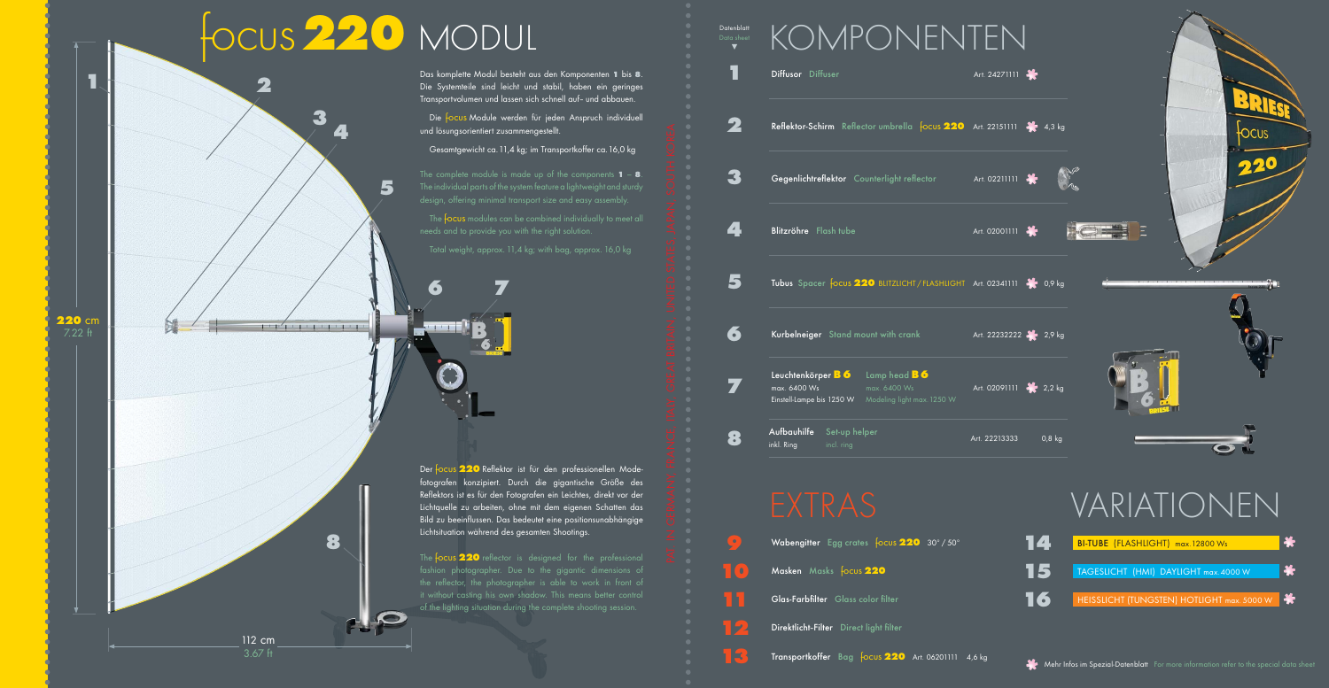# focus 220 MODUL

Das komplette Modul besteht aus den Komponenten **1** bis **8**. Die Systemteile sind leicht und stabil, haben ein geringes Transportvolumen und lassen sich schnell auf- und abbauen.

Die focus Module werden für jeden Anspruch individuell und lösungsorientiert zusammengestellt.

Gesamtgewicht ca. 11,4 kg; im Transportkoffer ca. 16,0 kg

The complete module is made up of the components **1** – **8**. The individual parts of the system feature a lightweight and sturdy design, offering minimal transport size and easy assembly.

The focus modules can be combined individually to meet all needs and to provide you with the right solution.

Total weight, approx. 11,4 kg; with bag, approx. 16,0 kg

1 2 3 4 5 6 7 8

**220** cm
7.22 ft

112 cm
3.67 ft

Der focus **220** Reflektor ist für den professionellen Modefotografen konzipiert. Durch die gigantische Größe des Reflektors ist es für den Fotografen ein Leichtes, direkt vor der Lichtquelle zu arbeiten, ohne mit dem eigenen Schatten das Bild zu beeinflussen. Das bedeutet eine positionsunabhängige Lichtsituation während des gesamten Shootings.

The focus **220** reflector is designed for the professional fashion photographer. Due to the gigantic dimensions of the reflector, the photographer is able to work in front of it without casting his own shadow. This means better control of the lighting situation during the complete shooting session.

Datenblatt
Data sheet

# KOMPONENTEN

| | | | |
|---|---|---|---|
| **1** | Diffusor Diffuser | Art. 24271111 ✱ | |
| **2** | Reflektor-Schirm Reflector umbrella focus **220** | Art. 22151111 ✱ | 4,3 kg |
| **3** | Gegenlichtreflektor Counterlight reflector | Art. 02211111 ✱ | |
| **4** | Blitzröhre Flash tube | Art. 02001111 ✱ | |
| **5** | Tubus Spacer focus **220** BLITZLICHT / FLASHLIGHT | Art. 02341111 ✱ | 0,9 kg |
| **6** | Kurbelneiger Stand mount with crank | Art. 22232222 ✱ | 2,9 kg |
| **7** | Leuchtenkörper **B 6** Lamp head **B 6**<br>max. 6400 Ws / max. 6400 Ws<br>Einstell-Lampe bis 1250 W / Modeling light max. 1250 W | Art. 02091111 ✱ | 2,2 kg |
| **8** | Aufbauhilfe Set-up helper<br>inkl. Ring / incl. ring | Art. 22213333 | 0,8 kg |

# EXTRAS

| | | |
|---|---|---|
| **9** | Wabengitter Egg crates focus **220** 30° / 50° | |
| **10** | Masken Masks focus **220** | |
| **11** | Glas-Farbfilter Glass color filter | |
| **12** | Direktlicht-Filter Direct light filter | |
| **13** | Transportkoffer Bag focus **220** Art. 06201111 | 4,6 kg |

# VARIATIONEN

| | |
|---|---|
| **14** | BI-TUBE (FLASHLIGHT) max. 12800 Ws ✱ |
| **15** | TAGESLICHT (HMI) DAYLIGHT max. 4000 W ✱ |
| **16** | HEISSLICHT (TUNGSTEN) HOTLIGHT max. 5000 W ✱ |

✱ Mehr Infos im Spezial-Datenblatt For more information refer to the special data sheet